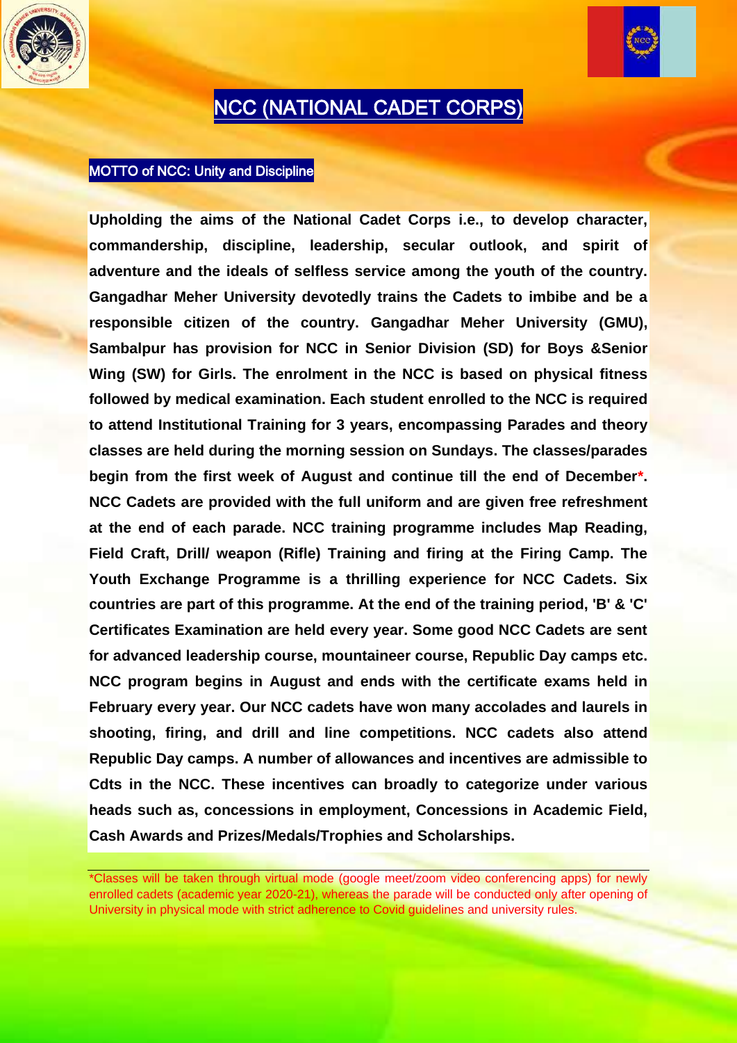# NCC (NATIONAL CADET CORPS)

MOTTO of NCC: Unity and Discipline

**Upholding the aims of the National Cadet Corps i.e., to develop character, commandership, discipline, leadership, secular outlook, and spirit of adventure and the ideals of selfless service among the youth of the country. Gangadhar Meher University devotedly trains the Cadets to imbibe and be a responsible citizen of the country. Gangadhar Meher University (GMU), Sambalpur has provision for NCC in Senior Division (SD) for Boys &Senior Wing (SW) for Girls. The enrolment in the NCC is based on physical fitness followed by medical examination. Each student enrolled to the NCC is required to attend Institutional Training for 3 years, encompassing Parades and theory classes are held during the morning session on Sundays. The classes/parades begin from the first week of August and continue till the end of December*. NCC Cadets are provided with the full uniform and are given free refreshment at the end of each parade. NCC training programme includes Map Reading, Field Craft, Drill/ weapon (Rifle) Training and firing at the Firing Camp. The Youth Exchange Programme is a thrilling experience for NCC Cadets. Six countries are part of this programme. At the end of the training period, 'B' & 'C' Certificates Examination are held every year. Some good NCC Cadets are sent for advanced leadership course, mountaineer course, Republic Day camps etc. NCC program begins in August and ends with the certificate exams held in February every year. Our NCC cadets have won many accolades and laurels in shooting, firing, and drill and line competitions. NCC cadets also attend Republic Day camps. A number of allowances and incentives are admissible to Cdts in the NCC. These incentives can broadly to categorize under various heads such as, concessions in employment, Concessions in Academic Field, Cash Awards and Prizes/Medals/Trophies and Scholarships.**

---

*Classes will be taken through virtual mode (google meet/zoom video conferencing apps) for newly enrolled cadets (academic year 2020-21), whereas the parade will be conducted only after opening of University in physical mode with strict adherence to Covid guidelines and university rules.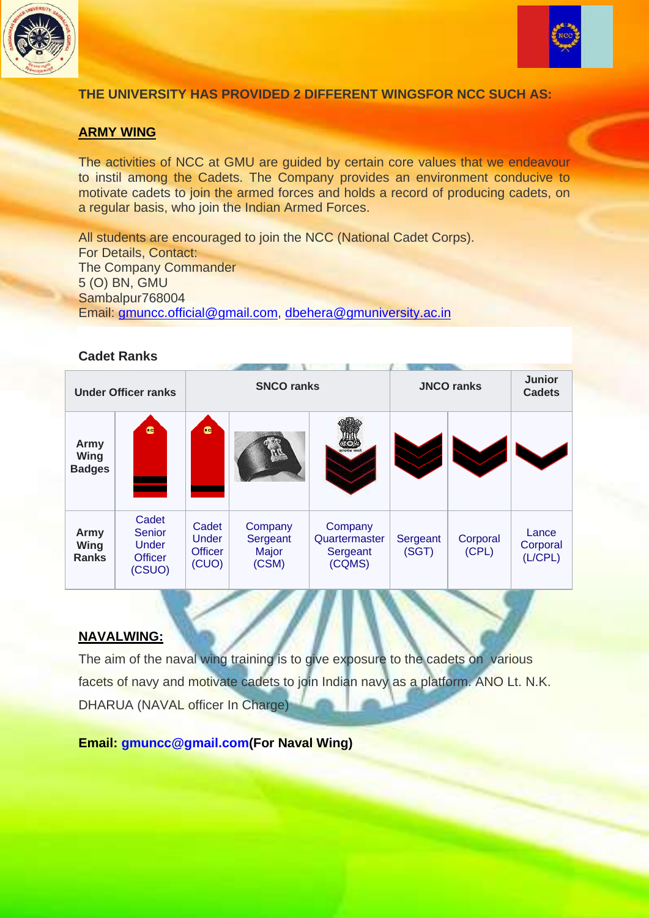THE UNIVERSITY HAS PROVIDED 2 DIFFERENT WINGSFOR NCC SUCH AS:

## ARMY WING

The activities of NCC at GMU are guided by certain core values that we endeavour to instil among the Cadets. The Company provides an environment conducive to motivate cadets to join the armed forces and holds a record of producing cadets, on a regular basis, who join the Indian Armed Forces.

All students are encouraged to join the NCC (National Cadet Corps).
For Details, Contact:
The Company Commander
5 (O) BN, GMU
Sambalpur768004
Email: gmuncc.official@gmail.com, dbehera@gmuniversity.ac.in

### Cadet Ranks

| Under Officer ranks | | | SNCO ranks | | JNCO ranks | | Junior Cadets |
|---|---|---|---|---|---|---|---|
| Army Wing Badges | | | | | | | |
| Army Wing Ranks | Cadet Senior Under Officer (CSUO) | Cadet Under Officer (CUO) | Company Sergeant Major (CSM) | Company Quartermaster Sergeant (CQMS) | Sergeant (SGT) | Corporal (CPL) | Lance Corporal (L/CPL) |

## NAVALWING:

The aim of the naval wing training is to give exposure to the cadets on various facets of navy and motivate cadets to join Indian navy as a platform. ANO Lt. N.K. DHARUA (NAVAL officer In Charge)

**Email: gmuncc@gmail.com(For Naval Wing)**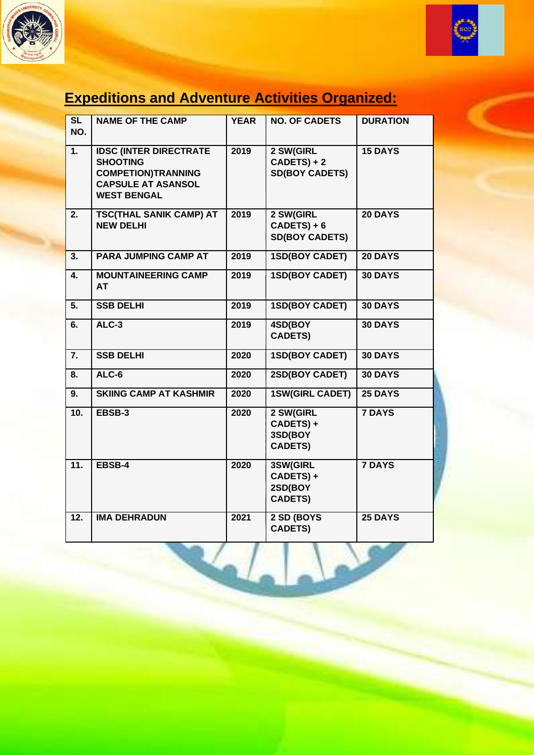## Expeditions and Adventure Activities Organized:

| SL NO. | NAME OF THE CAMP | YEAR | NO. OF CADETS | DURATION |
|---|---|---|---|---|
| 1. | IDSC (INTER DIRECTRATE SHOOTING COMPETION)TRANNING CAPSULE AT ASANSOL WEST BENGAL | 2019 | 2 SW(GIRL CADETS) + 2 SD(BOY CADETS) | 15 DAYS |
| 2. | TSC(THAL SANIK CAMP) AT NEW DELHI | 2019 | 2 SW(GIRL CADETS) + 6 SD(BOY CADETS) | 20 DAYS |
| 3. | PARA JUMPING CAMP AT | 2019 | 1SD(BOY CADET) | 20 DAYS |
| 4. | MOUNTAINEERING CAMP AT | 2019 | 1SD(BOY CADET) | 30 DAYS |
| 5. | SSB DELHI | 2019 | 1SD(BOY CADET) | 30 DAYS |
| 6. | ALC-3 | 2019 | 4SD(BOY CADETS) | 30 DAYS |
| 7. | SSB DELHI | 2020 | 1SD(BOY CADET) | 30 DAYS |
| 8. | ALC-6 | 2020 | 2SD(BOY CADET) | 30 DAYS |
| 9. | SKIING CAMP AT KASHMIR | 2020 | 1SW(GIRL CADET) | 25 DAYS |
| 10. | EBSB-3 | 2020 | 2 SW(GIRL CADETS) + 3SD(BOY CADETS) | 7 DAYS |
| 11. | EBSB-4 | 2020 | 3SW(GIRL CADETS) + 2SD(BOY CADETS) | 7 DAYS |
| 12. | IMA DEHRADUN | 2021 | 2 SD (BOYS CADETS) | 25 DAYS |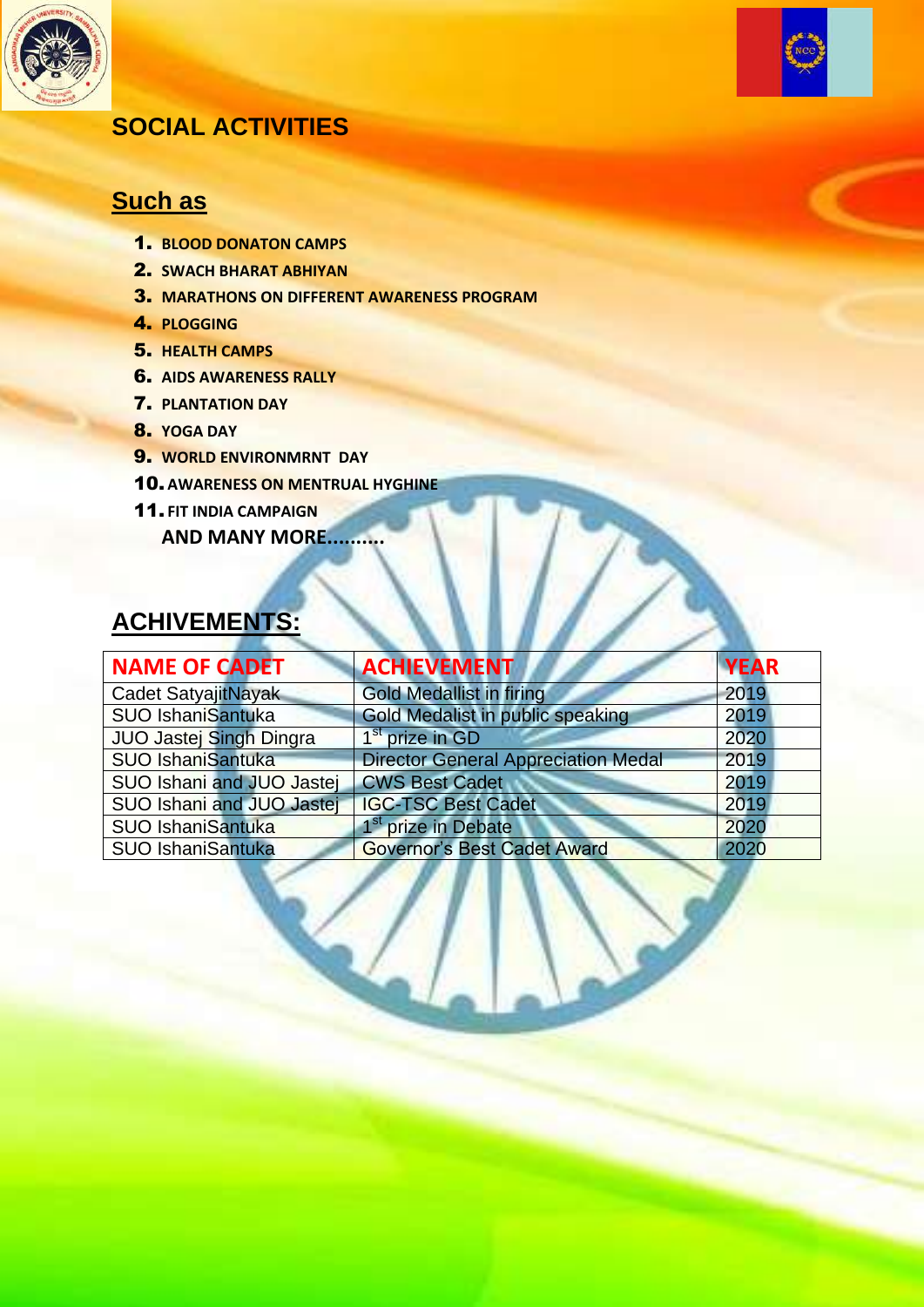## SOCIAL ACTIVITIES

### Such as

1. **BLOOD DONATON CAMPS**
2. **SWACH BHARAT ABHIYAN**
3. **MARATHONS ON DIFFERENT AWARENESS PROGRAM**
4. **PLOGGING**
5. **HEALTH CAMPS**
6. **AIDS AWARENESS RALLY**
7. **PLANTATION DAY**
8. **YOGA DAY**
9. **WORLD ENVIRONMRNT DAY**
10. **AWARENESS ON MENTRUAL HYGHINE**
11. **FIT INDIA CAMPAIGN**

**AND MANY MORE..........**

## ACHIVEMENTS:

| NAME OF CADET | ACHIEVEMENT | YEAR |
|---|---|---|
| Cadet SatyajitNayak | Gold Medallist in firing | 2019 |
| SUO IshaniSantuka | Gold Medalist in public speaking | 2019 |
| JUO Jastej Singh Dingra | 1st prize in GD | 2020 |
| SUO IshaniSantuka | Director General Appreciation Medal | 2019 |
| SUO Ishani and JUO Jastej | CWS Best Cadet | 2019 |
| SUO Ishani and JUO Jastej | IGC-TSC Best Cadet | 2019 |
| SUO IshaniSantuka | 1st prize in Debate | 2020 |
| SUO IshaniSantuka | Governor's Best Cadet Award | 2020 |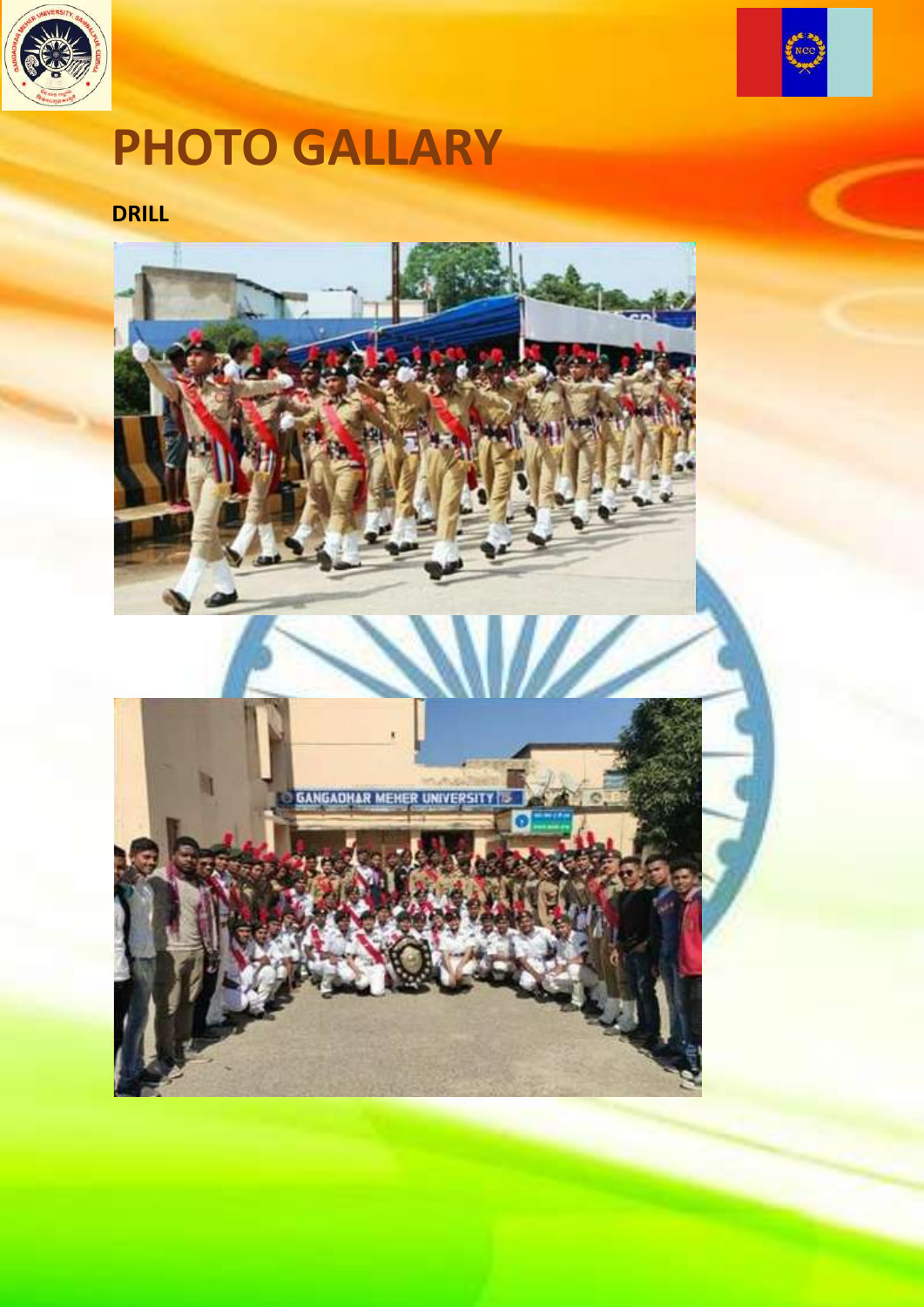# PHOTO GALLARY

**DRILL**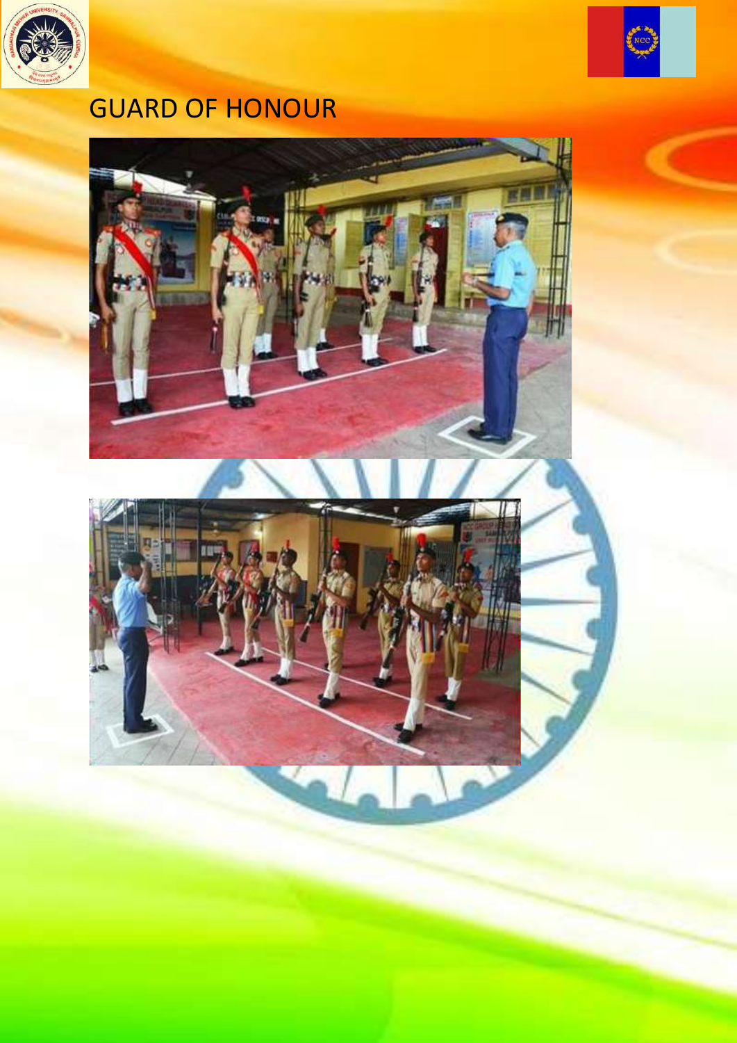# GUARD OF HONOUR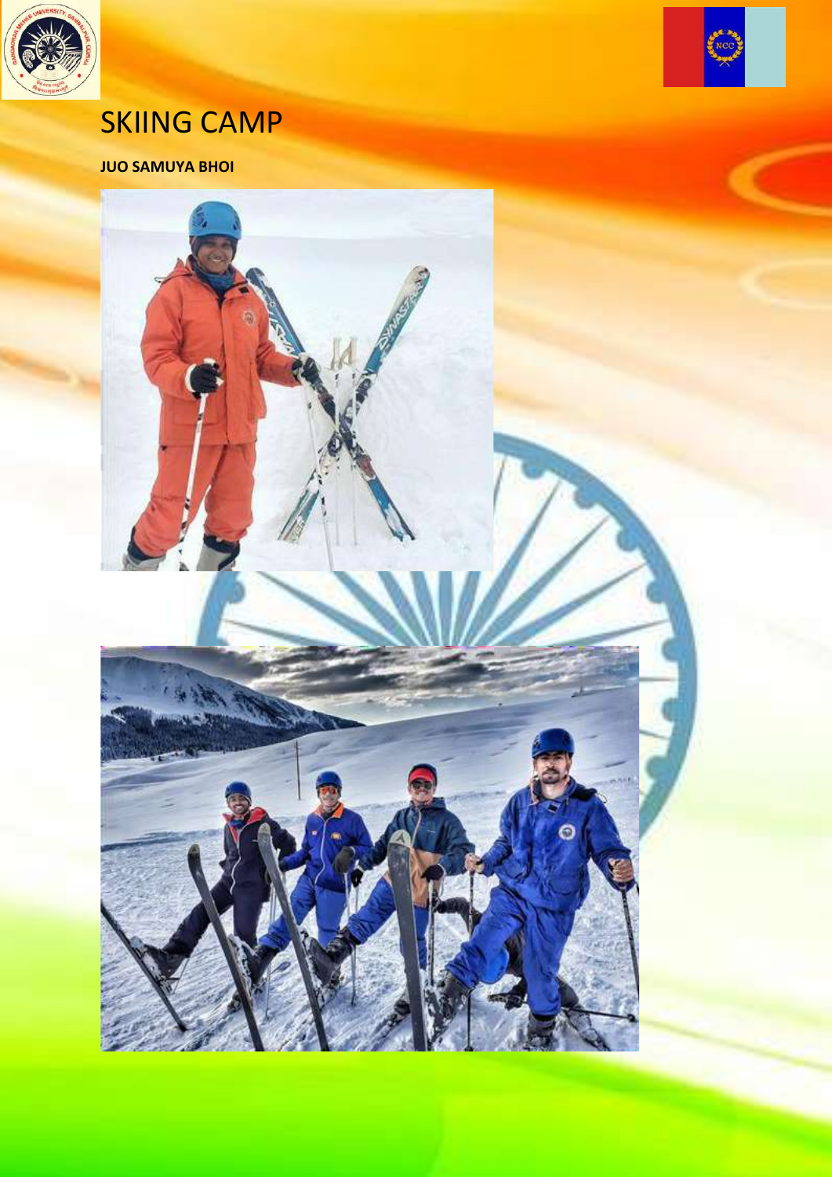# SKIING CAMP

**JUO SAMUYA BHOI**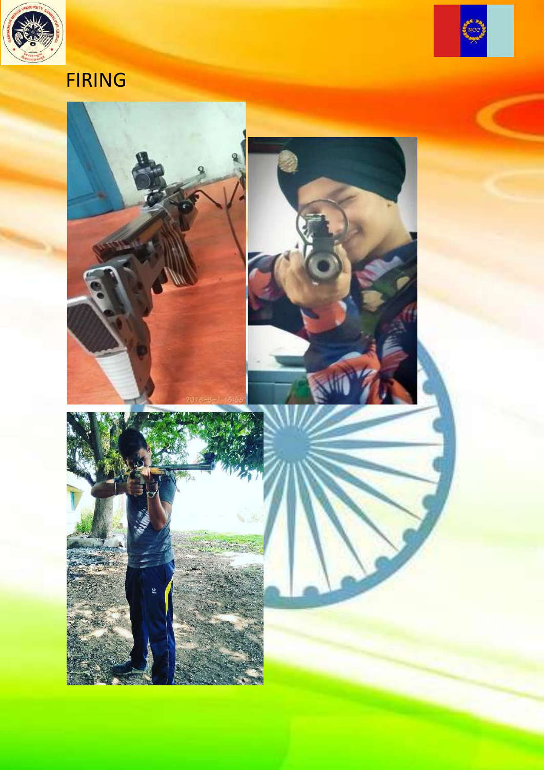# FIRING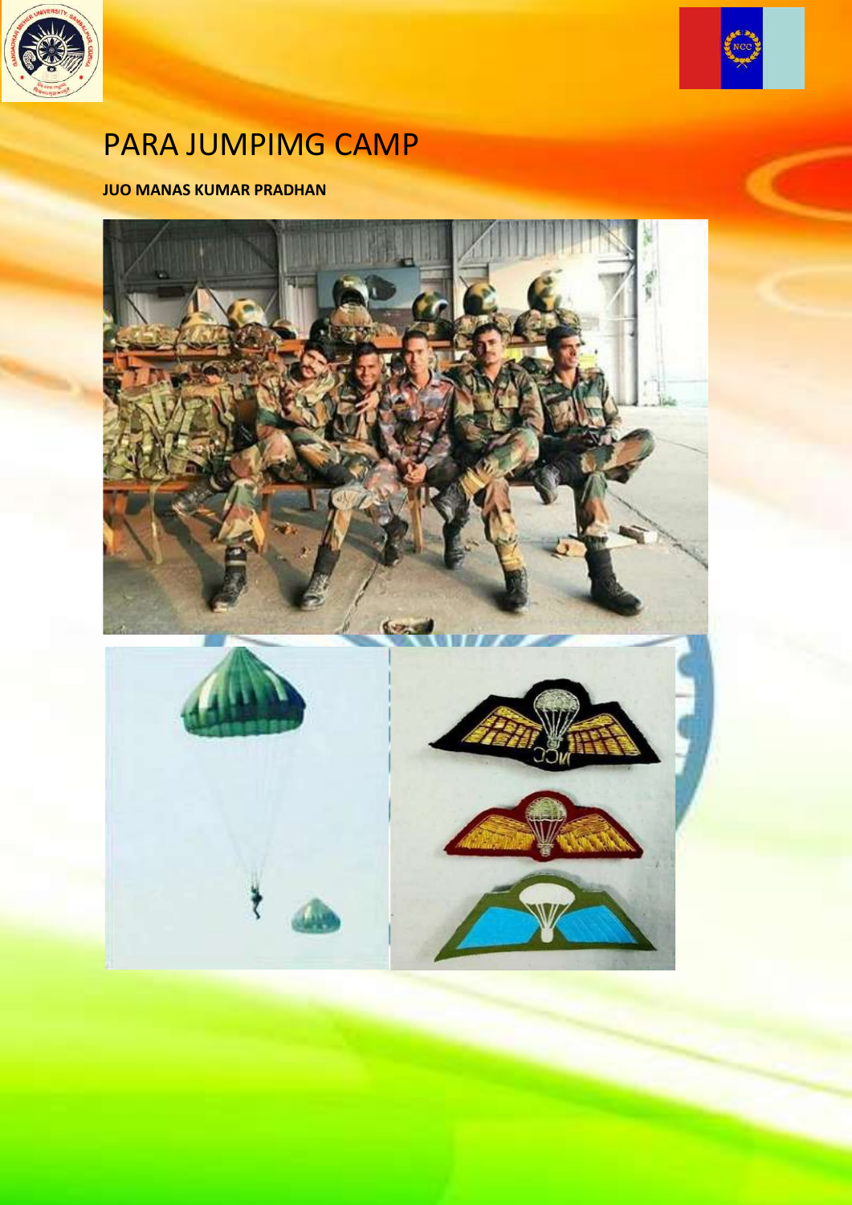# PARA JUMPIMG CAMP

**JUO MANAS KUMAR PRADHAN**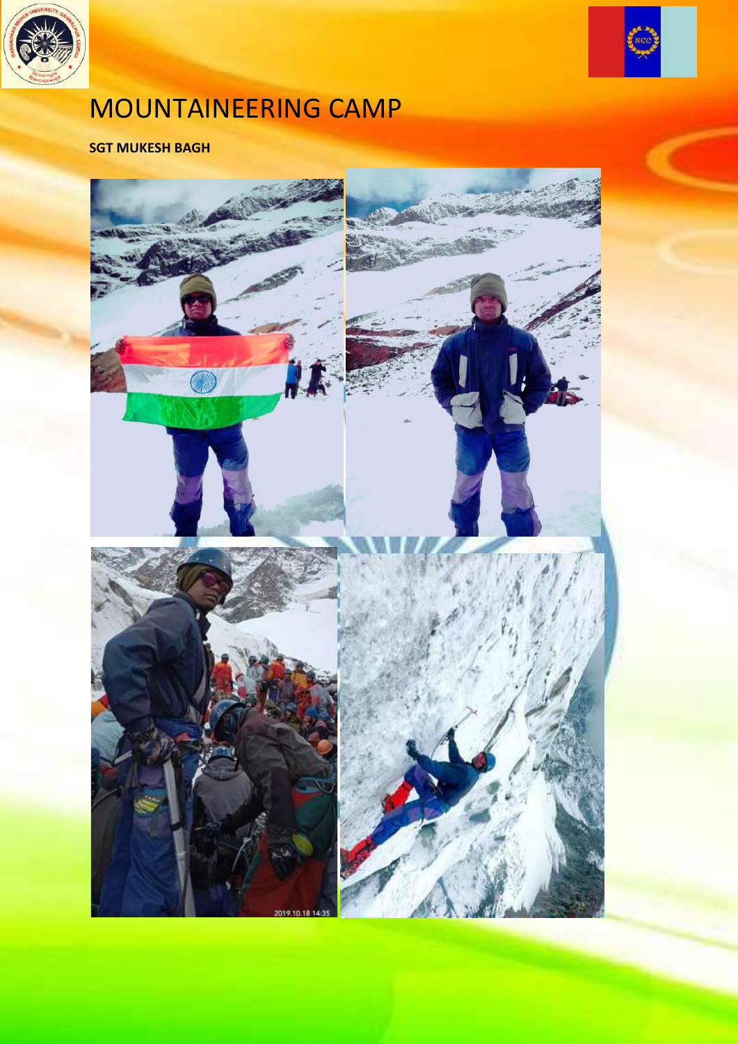# MOUNTAINEERING CAMP

**SGT MUKESH BAGH**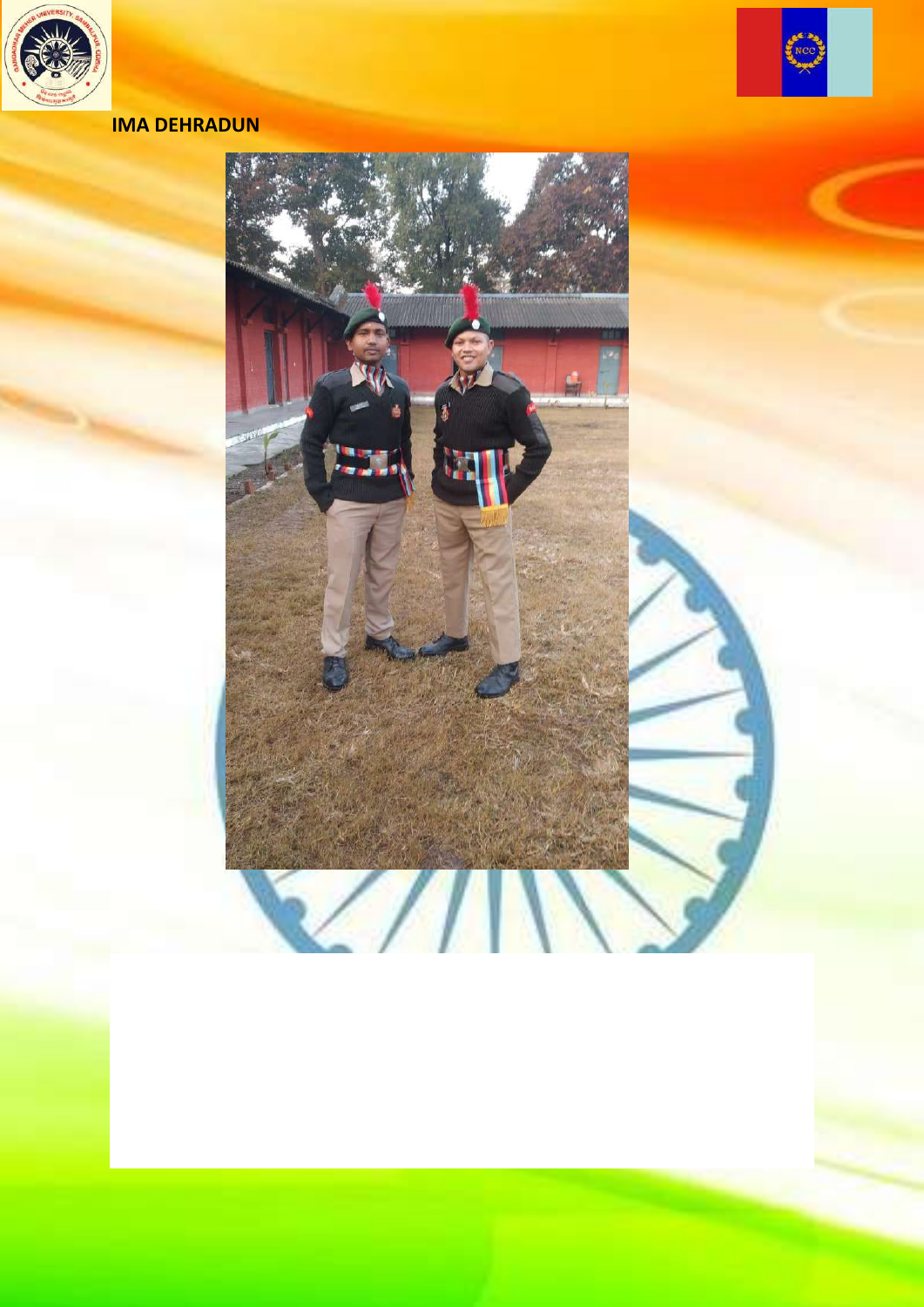**IMA DEHRADUN**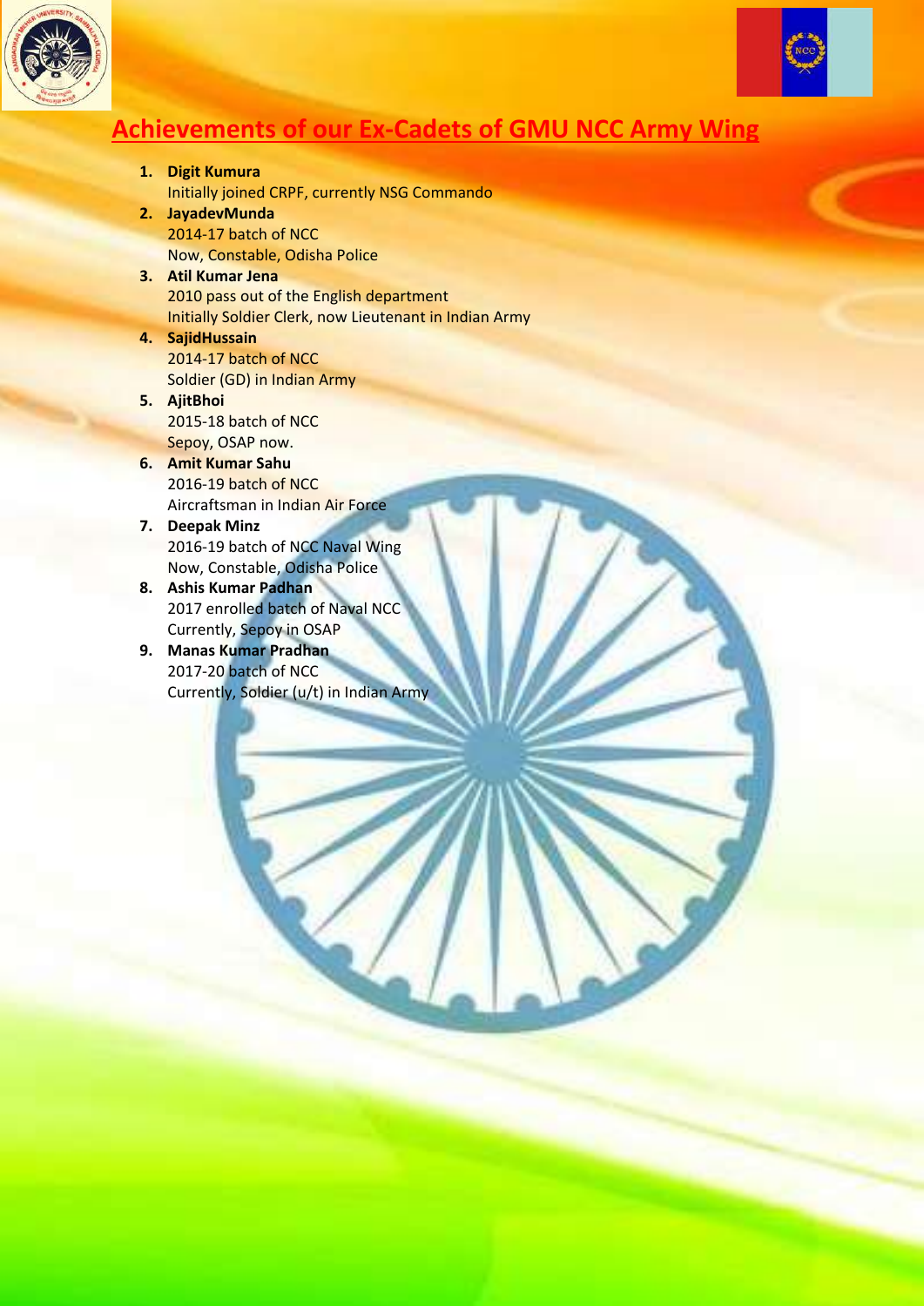## Achievements of our Ex-Cadets of GMU NCC Army Wing

1. **Digit Kumura**
   Initially joined CRPF, currently NSG Commando
2. **JayadevMunda**
   2014-17 batch of NCC
   Now, Constable, Odisha Police
3. **Atil Kumar Jena**
   2010 pass out of the English department
   Initially Soldier Clerk, now Lieutenant in Indian Army
4. **SajidHussain**
   2014-17 batch of NCC
   Soldier (GD) in Indian Army
5. **AjitBhoi**
   2015-18 batch of NCC
   Sepoy, OSAP now.
6. **Amit Kumar Sahu**
   2016-19 batch of NCC
   Aircraftsman in Indian Air Force
7. **Deepak Minz**
   2016-19 batch of NCC Naval Wing
   Now, Constable, Odisha Police
8. **Ashis Kumar Padhan**
   2017 enrolled batch of Naval NCC
   Currently, Sepoy in OSAP
9. **Manas Kumar Pradhan**
   2017-20 batch of NCC
   Currently, Soldier (u/t) in Indian Army